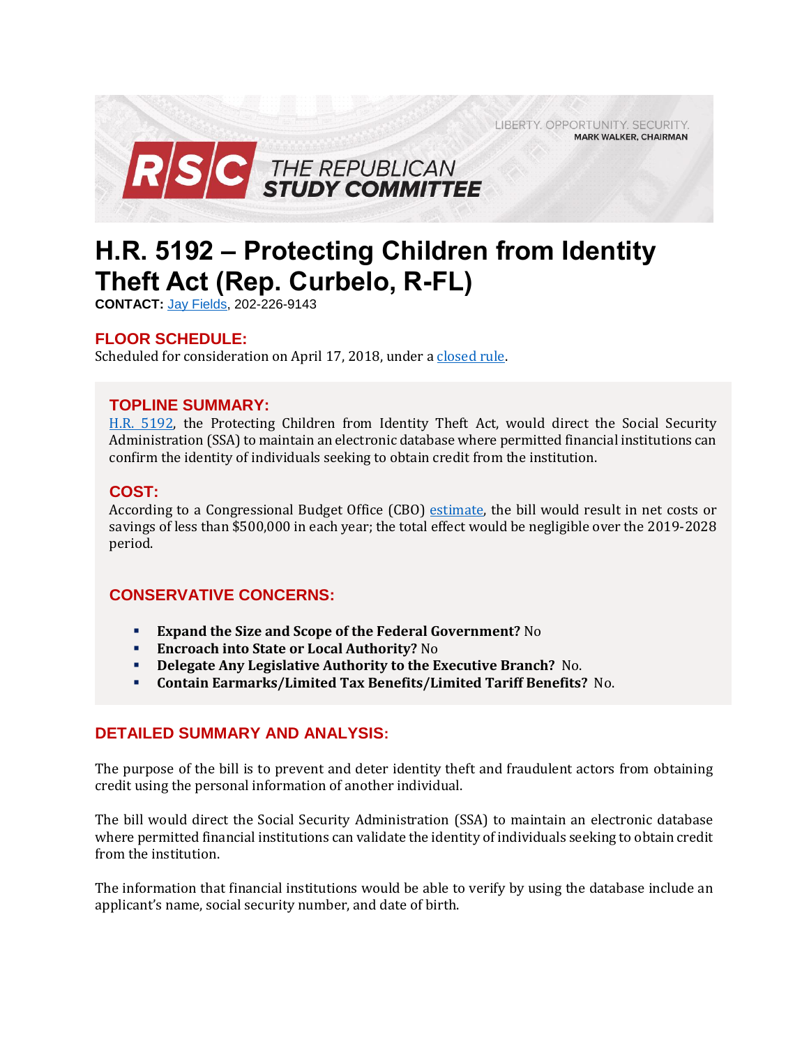LIBERTY. OPPORTUNITY. SECURITY.
MARK WALKER, CHAIRMAN

RSC THE REPUBLICAN STUDY COMMITTEE

# H.R. 5192 – Protecting Children from Identity Theft Act (Rep. Curbelo, R-FL)

**CONTACT:** Jay Fields, 202-226-9143

## FLOOR SCHEDULE:

Scheduled for consideration on April 17, 2018, under a closed rule.

## TOPLINE SUMMARY:

H.R. 5192, the Protecting Children from Identity Theft Act, would direct the Social Security Administration (SSA) to maintain an electronic database where permitted financial institutions can confirm the identity of individuals seeking to obtain credit from the institution.

## COST:

According to a Congressional Budget Office (CBO) estimate, the bill would result in net costs or savings of less than $500,000 in each year; the total effect would be negligible over the 2019-2028 period.

## CONSERVATIVE CONCERNS:

- **Expand the Size and Scope of the Federal Government?** No
- **Encroach into State or Local Authority?** No
- **Delegate Any Legislative Authority to the Executive Branch?** No.
- **Contain Earmarks/Limited Tax Benefits/Limited Tariff Benefits?** No.

## DETAILED SUMMARY AND ANALYSIS:

The purpose of the bill is to prevent and deter identity theft and fraudulent actors from obtaining credit using the personal information of another individual.

The bill would direct the Social Security Administration (SSA) to maintain an electronic database where permitted financial institutions can validate the identity of individuals seeking to obtain credit from the institution.

The information that financial institutions would be able to verify by using the database include an applicant's name, social security number, and date of birth.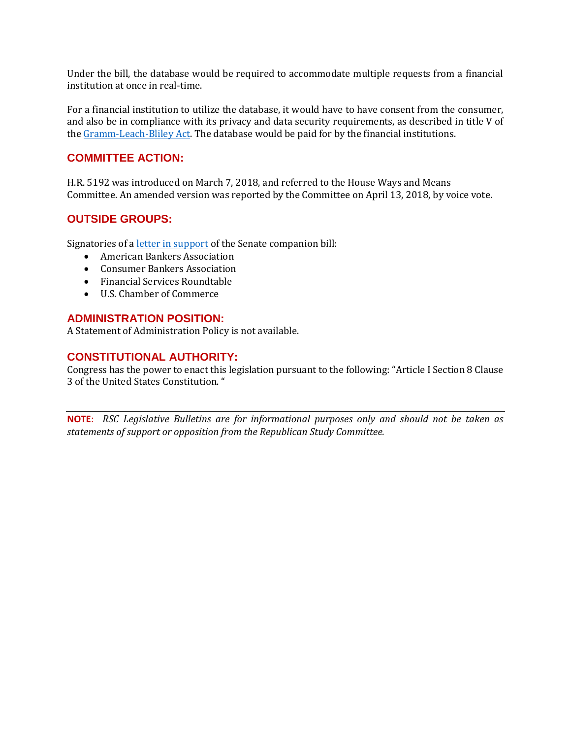Under the bill, the database would be required to accommodate multiple requests from a financial institution at once in real-time.

For a financial institution to utilize the database, it would have to have consent from the consumer, and also be in compliance with its privacy and data security requirements, as described in title V of the [Gramm-Leach-Bliley Act](). The database would be paid for by the financial institutions.

## COMMITTEE ACTION:

H.R. 5192 was introduced on March 7, 2018, and referred to the House Ways and Means Committee. An amended version was reported by the Committee on April 13, 2018, by voice vote.

## OUTSIDE GROUPS:

Signatories of a [letter in support]() of the Senate companion bill:

- American Bankers Association
- Consumer Bankers Association
- Financial Services Roundtable
- U.S. Chamber of Commerce

## ADMINISTRATION POSITION:

A Statement of Administration Policy is not available.

## CONSTITUTIONAL AUTHORITY:

Congress has the power to enact this legislation pursuant to the following: "Article I Section 8 Clause 3 of the United States Constitution. "

---

**NOTE**: *RSC Legislative Bulletins are for informational purposes only and should not be taken as statements of support or opposition from the Republican Study Committee.*